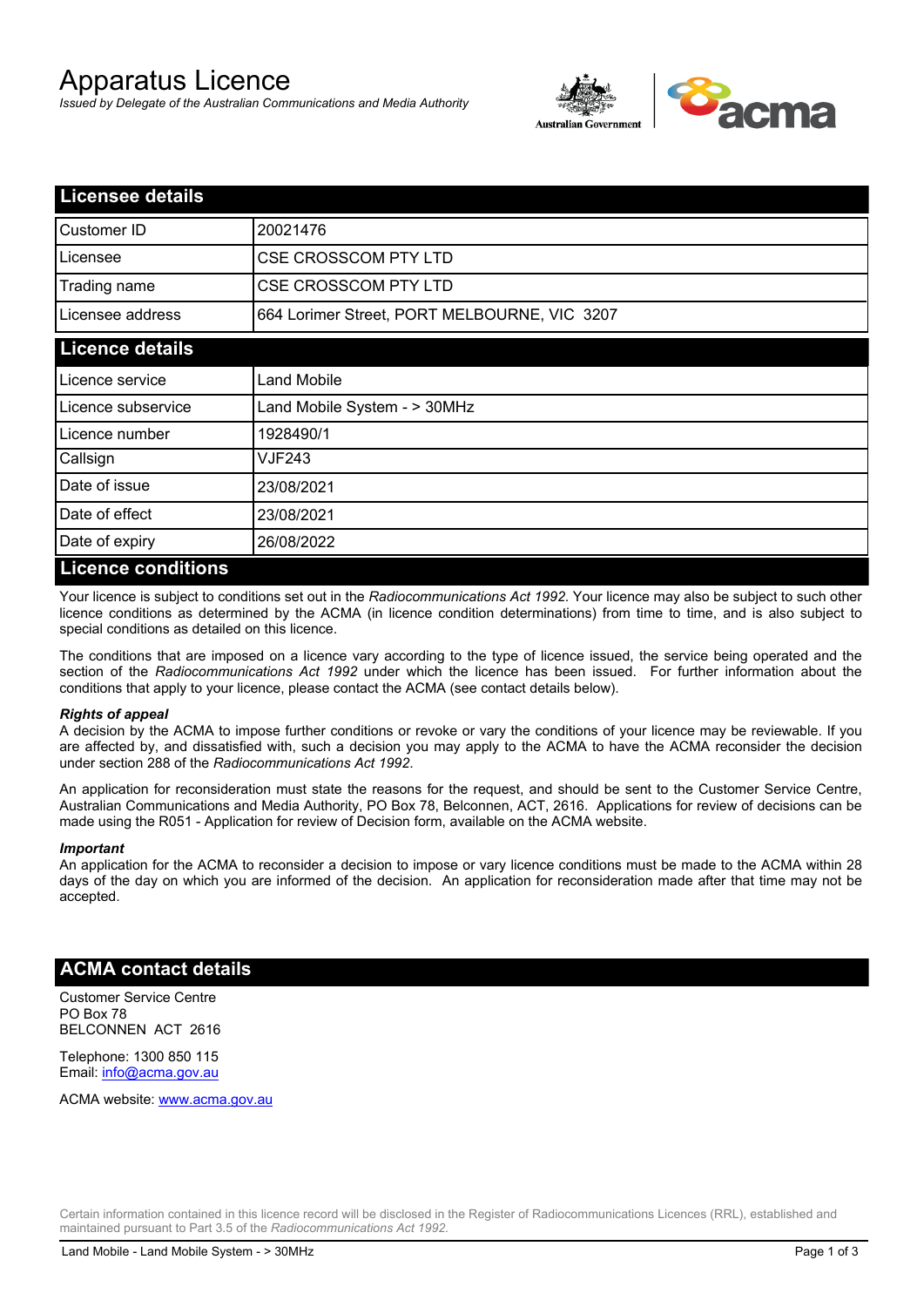# Apparatus Licence

*Issued by Delegate of the Australian Communications and Media Authority*

## Licensee details

| | |
|---|---|
| Customer ID | 20021476 |
| Licensee | CSE CROSSCOM PTY LTD |
| Trading name | CSE CROSSCOM PTY LTD |
| Licensee address | 664 Lorimer Street, PORT MELBOURNE, VIC 3207 |

## Licence details

| | |
|---|---|
| Licence service | Land Mobile |
| Licence subservice | Land Mobile System - > 30MHz |
| Licence number | 1928490/1 |
| Callsign | VJF243 |
| Date of issue | 23/08/2021 |
| Date of effect | 23/08/2021 |
| Date of expiry | 26/08/2022 |

## Licence conditions

Your licence is subject to conditions set out in the *Radiocommunications Act 1992*. Your licence may also be subject to such other licence conditions as determined by the ACMA (in licence condition determinations) from time to time, and is also subject to special conditions as detailed on this licence.

The conditions that are imposed on a licence vary according to the type of licence issued, the service being operated and the section of the *Radiocommunications Act 1992* under which the licence has been issued. For further information about the conditions that apply to your licence, please contact the ACMA (see contact details below).

***Rights of appeal***

A decision by the ACMA to impose further conditions or revoke or vary the conditions of your licence may be reviewable. If you are affected by, and dissatisfied with, such a decision you may apply to the ACMA to have the ACMA reconsider the decision under section 288 of the *Radiocommunications Act 1992*.

An application for reconsideration must state the reasons for the request, and should be sent to the Customer Service Centre, Australian Communications and Media Authority, PO Box 78, Belconnen, ACT, 2616. Applications for review of decisions can be made using the R051 - Application for review of Decision form, available on the ACMA website.

***Important***

An application for the ACMA to reconsider a decision to impose or vary licence conditions must be made to the ACMA within 28 days of the day on which you are informed of the decision. An application for reconsideration made after that time may not be accepted.

## ACMA contact details

Customer Service Centre
PO Box 78
BELCONNEN ACT 2616

Telephone: 1300 850 115
Email: info@acma.gov.au

ACMA website: www.acma.gov.au

Certain information contained in this licence record will be disclosed in the Register of Radiocommunications Licences (RRL), established and maintained pursuant to Part 3.5 of the *Radiocommunications Act 1992.*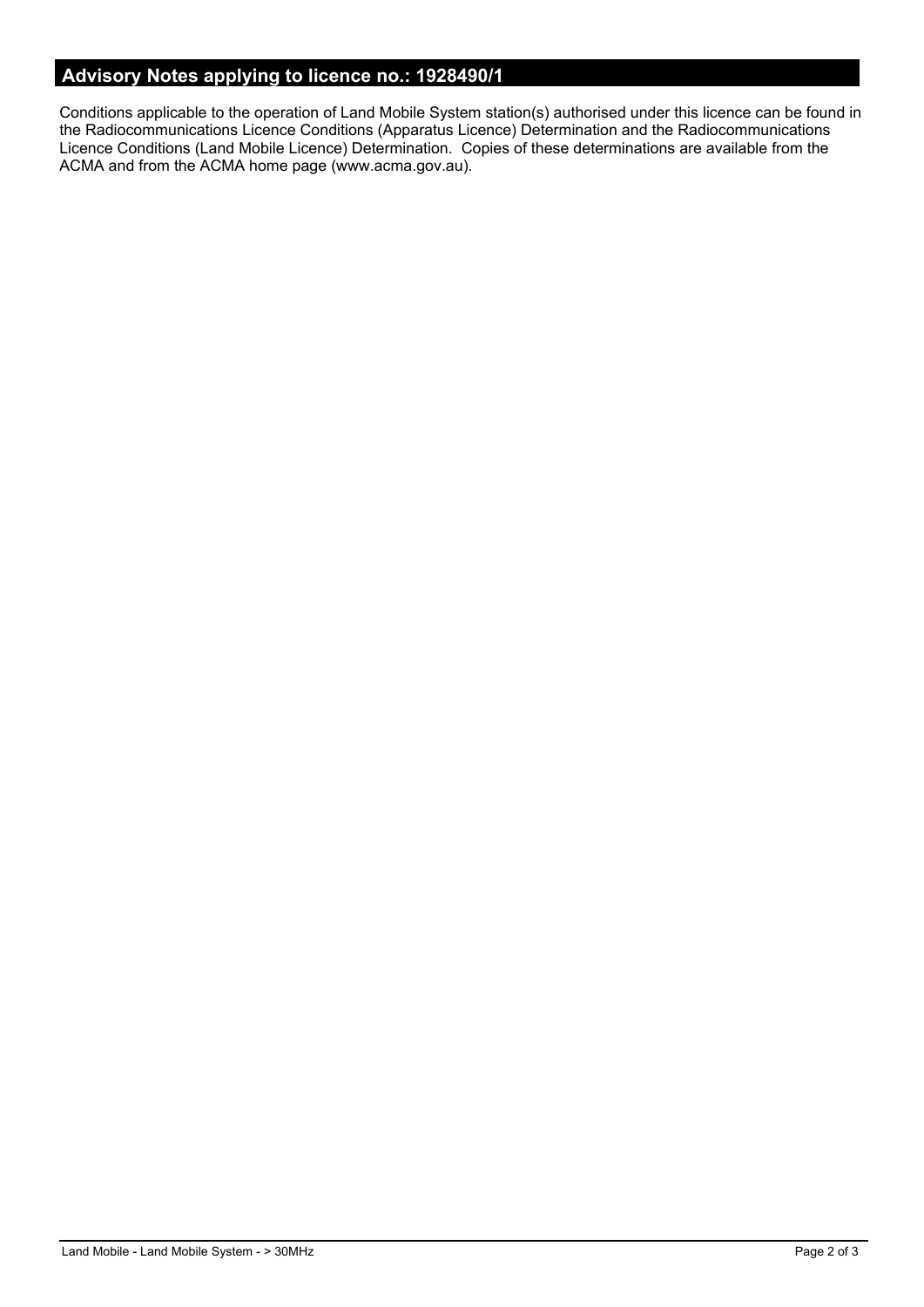## Advisory Notes applying to licence no.: 1928490/1

Conditions applicable to the operation of Land Mobile System station(s) authorised under this licence can be found in the Radiocommunications Licence Conditions (Apparatus Licence) Determination and the Radiocommunications Licence Conditions (Land Mobile Licence) Determination. Copies of these determinations are available from the ACMA and from the ACMA home page (www.acma.gov.au).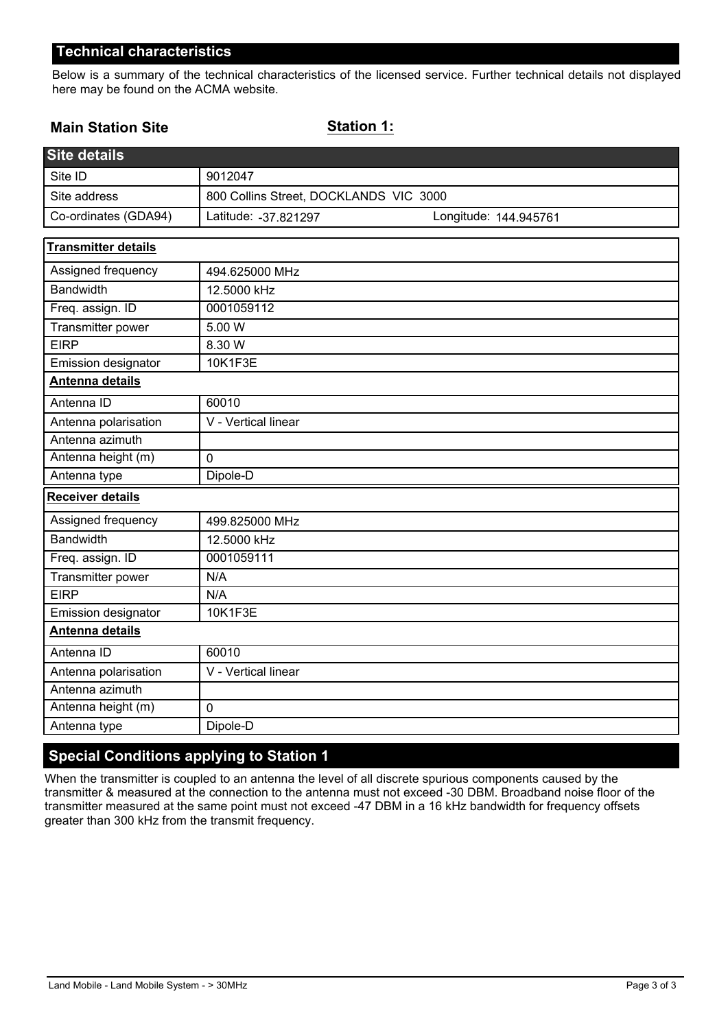## Technical characteristics

Below is a summary of the technical characteristics of the licensed service. Further technical details not displayed here may be found on the ACMA website.

**Main Station Site** **Station 1:**

| Site details | |
|---|---|
| Site ID | 9012047 |
| Site address | 800 Collins Street, DOCKLANDS VIC 3000 |
| Co-ordinates (GDA94) | Latitude: -37.821297 Longitude: 144.945761 |

| Transmitter details | |
|---|---|
| Assigned frequency | 494.625000 MHz |
| Bandwidth | 12.5000 kHz |
| Freq. assign. ID | 0001059112 |
| Transmitter power | 5.00 W |
| EIRP | 8.30 W |
| Emission designator | 10K1F3E |
| **Antenna details** | |
| Antenna ID | 60010 |
| Antenna polarisation | V - Vertical linear |
| Antenna azimuth | |
| Antenna height (m) | 0 |
| Antenna type | Dipole-D |
| **Receiver details** | |
| Assigned frequency | 499.825000 MHz |
| Bandwidth | 12.5000 kHz |
| Freq. assign. ID | 0001059111 |
| Transmitter power | N/A |
| EIRP | N/A |
| Emission designator | 10K1F3E |
| **Antenna details** | |
| Antenna ID | 60010 |
| Antenna polarisation | V - Vertical linear |
| Antenna azimuth | |
| Antenna height (m) | 0 |
| Antenna type | Dipole-D |

## Special Conditions applying to Station 1

When the transmitter is coupled to an antenna the level of all discrete spurious components caused by the transmitter & measured at the connection to the antenna must not exceed -30 DBM. Broadband noise floor of the transmitter measured at the same point must not exceed -47 DBM in a 16 kHz bandwidth for frequency offsets greater than 300 kHz from the transmit frequency.